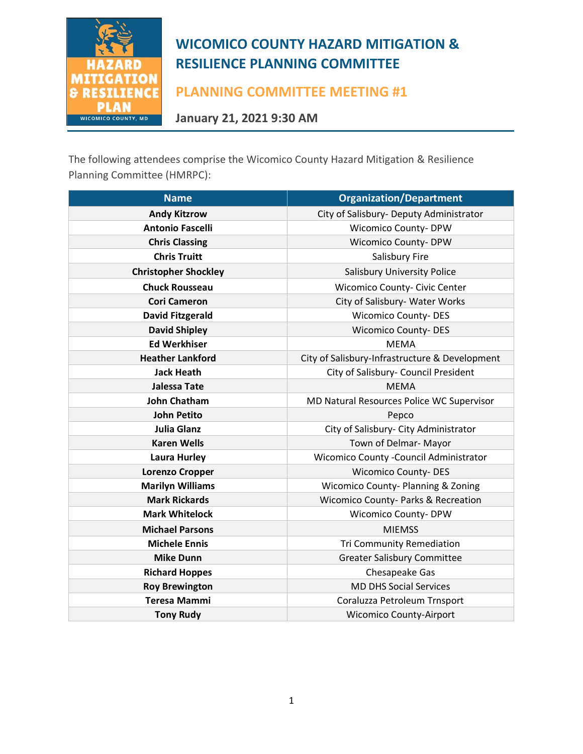# WICOMICO COUNTY HAZARD MITIGATION & RESILIENCE PLANNING COMMITTEE

## PLANNING COMMITTEE MEETING #1

**January 21, 2021 9:30 AM**

The following attendees comprise the Wicomico County Hazard Mitigation & Resilience Planning Committee (HMRPC):

| Name | Organization/Department |
|---|---|
| **Andy Kitzrow** | City of Salisbury- Deputy Administrator |
| **Antonio Fascelli** | Wicomico County- DPW |
| **Chris Classing** | Wicomico County- DPW |
| **Chris Truitt** | Salisbury Fire |
| **Christopher Shockley** | Salisbury University Police |
| **Chuck Rousseau** | Wicomico County- Civic Center |
| **Cori Cameron** | City of Salisbury- Water Works |
| **David Fitzgerald** | Wicomico County- DES |
| **David Shipley** | Wicomico County- DES |
| **Ed Werkhiser** | MEMA |
| **Heather Lankford** | City of Salisbury-Infrastructure & Development |
| **Jack Heath** | City of Salisbury- Council President |
| **Jalessa Tate** | MEMA |
| **John Chatham** | MD Natural Resources Police WC Supervisor |
| **John Petito** | Pepco |
| **Julia Glanz** | City of Salisbury- City Administrator |
| **Karen Wells** | Town of Delmar- Mayor |
| **Laura Hurley** | Wicomico County -Council Administrator |
| **Lorenzo Cropper** | Wicomico County- DES |
| **Marilyn Williams** | Wicomico County- Planning & Zoning |
| **Mark Rickards** | Wicomico County- Parks & Recreation |
| **Mark Whitelock** | Wicomico County- DPW |
| **Michael Parsons** | MIEMSS |
| **Michele Ennis** | Tri Community Remediation |
| **Mike Dunn** | Greater Salisbury Committee |
| **Richard Hoppes** | Chesapeake Gas |
| **Roy Brewington** | MD DHS Social Services |
| **Teresa Mammi** | Coraluzza Petroleum Trnsport |
| **Tony Rudy** | Wicomico County-Airport |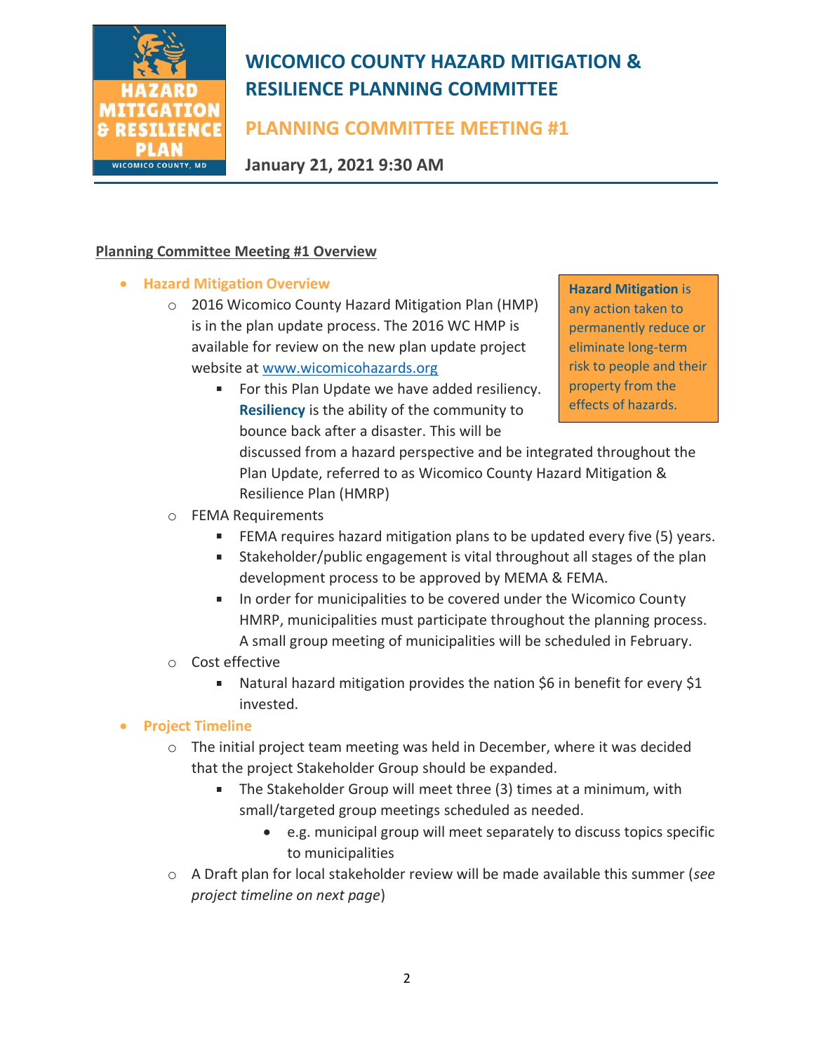# WICOMICO COUNTY HAZARD MITIGATION & RESILIENCE PLANNING COMMITTEE

## PLANNING COMMITTEE MEETING #1

**January 21, 2021 9:30 AM**

**Planning Committee Meeting #1 Overview**

> **Hazard Mitigation** is any action taken to permanently reduce or eliminate long-term risk to people and their property from the effects of hazards.

- **Hazard Mitigation Overview**
  - 2016 Wicomico County Hazard Mitigation Plan (HMP) is in the plan update process. The 2016 WC HMP is available for review on the new plan update project website at [www.wicomicohazards.org](http://www.wicomicohazards.org)
    - For this Plan Update we have added resiliency. **Resiliency** is the ability of the community to bounce back after a disaster. This will be discussed from a hazard perspective and be integrated throughout the Plan Update, referred to as Wicomico County Hazard Mitigation & Resilience Plan (HMRP)
  - FEMA Requirements
    - FEMA requires hazard mitigation plans to be updated every five (5) years.
    - Stakeholder/public engagement is vital throughout all stages of the plan development process to be approved by MEMA & FEMA.
    - In order for municipalities to be covered under the Wicomico County HMRP, municipalities must participate throughout the planning process. A small group meeting of municipalities will be scheduled in February.
  - Cost effective
    - Natural hazard mitigation provides the nation $6 in benefit for every $1 invested.
- **Project Timeline**
  - The initial project team meeting was held in December, where it was decided that the project Stakeholder Group should be expanded.
    - The Stakeholder Group will meet three (3) times at a minimum, with small/targeted group meetings scheduled as needed.
      - e.g. municipal group will meet separately to discuss topics specific to municipalities
  - A Draft plan for local stakeholder review will be made available this summer (*see project timeline on next page*)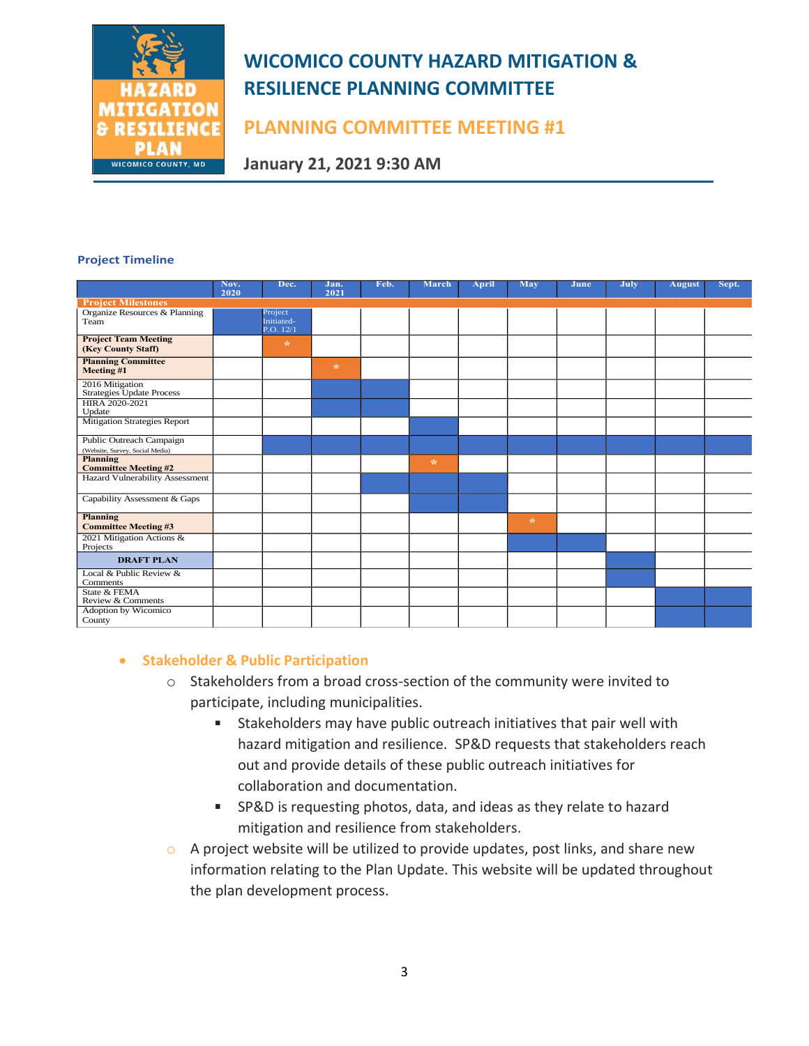**Project Timeline**

| | Nov. 2020 | Dec. | Jan. 2021 | Feb. | March | April | May | June | July | August | Sept. |
|---|---|---|---|---|---|---|---|---|---|---|---|
| **Project Milestones** | | | | | | | | | | | |
| Organize Resources & Planning Team | | Project Initiated- P.O. 12/1 | | | | | | | | | |
| **Project Team Meeting (Key County Staff)** | | * | | | | | | | | | |
| **Planning Committee Meeting #1** | | | * | | | | | | | | |
| 2016 Mitigation Strategies Update Process | | | | | | | | | | | |
| HIRA 2020-2021 Update | | | | | | | | | | | |
| Mitigation Strategies Report | | | | | | | | | | | |
| Public Outreach Campaign (Website, Survey, Social Media) | | | | | | | | | | | |
| **Planning Committee Meeting #2** | | | | | * | | | | | | |
| Hazard Vulnerability Assessment | | | | | | | | | | | |
| Capability Assessment & Gaps | | | | | | | | | | | |
| **Planning Committee Meeting #3** | | | | | | | * | | | | |
| 2021 Mitigation Actions & Projects | | | | | | | | | | | |
| **DRAFT PLAN** | | | | | | | | | | | |
| Local & Public Review & Comments | | | | | | | | | | | |
| State & FEMA Review & Comments | | | | | | | | | | | |
| Adoption by Wicomico County | | | | | | | | | | | |

- **Stakeholder & Public Participation**
  - Stakeholders from a broad cross-section of the community were invited to participate, including municipalities.
    - Stakeholders may have public outreach initiatives that pair well with hazard mitigation and resilience. SP&D requests that stakeholders reach out and provide details of these public outreach initiatives for collaboration and documentation.
    - SP&D is requesting photos, data, and ideas as they relate to hazard mitigation and resilience from stakeholders.
  - A project website will be utilized to provide updates, post links, and share new information relating to the Plan Update. This website will be updated throughout the plan development process.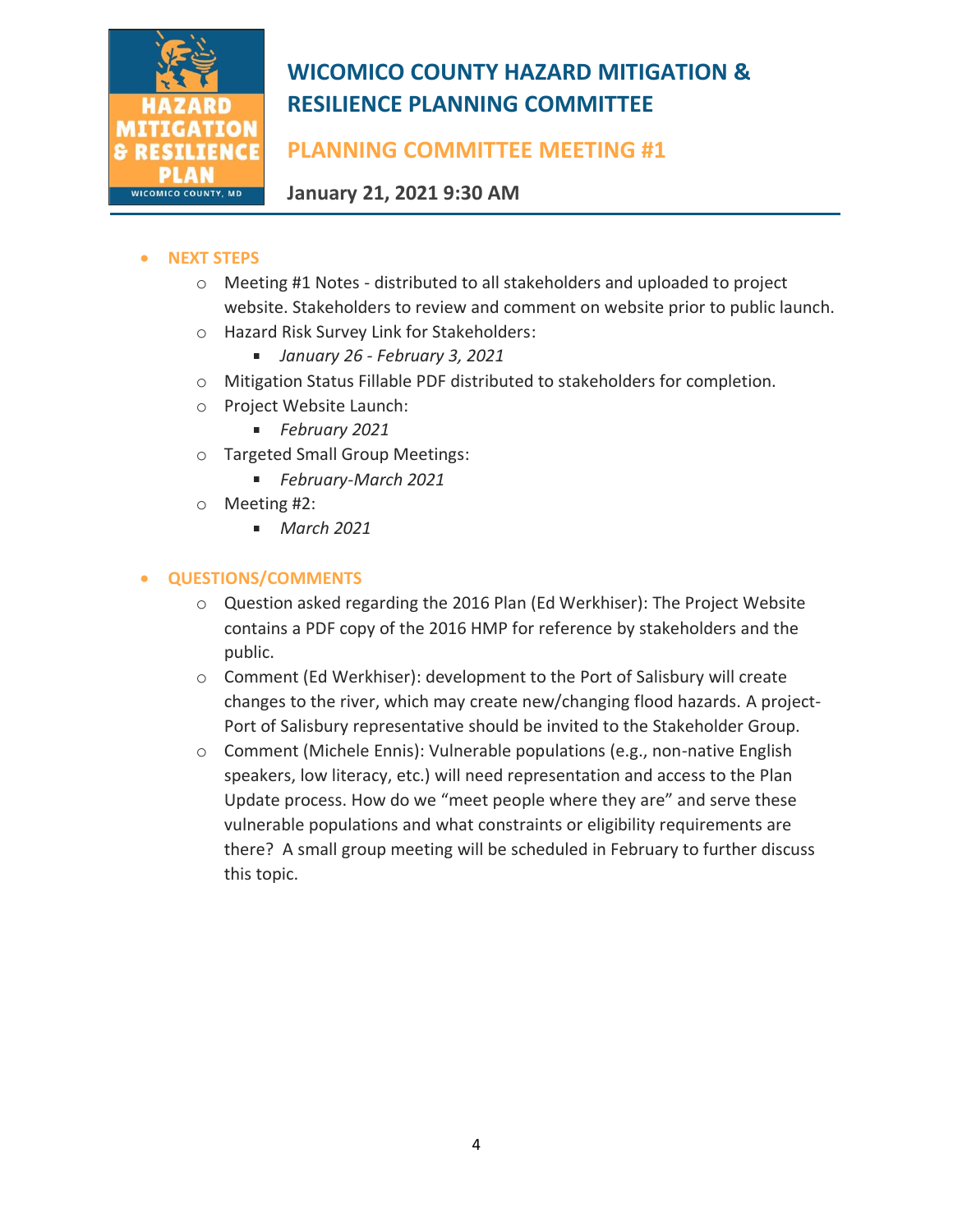# WICOMICO COUNTY HAZARD MITIGATION & RESILIENCE PLANNING COMMITTEE

## PLANNING COMMITTEE MEETING #1

**January 21, 2021 9:30 AM**

- **NEXT STEPS**
  - Meeting #1 Notes - distributed to all stakeholders and uploaded to project website. Stakeholders to review and comment on website prior to public launch.
  - Hazard Risk Survey Link for Stakeholders:
    - *January 26 - February 3, 2021*
  - Mitigation Status Fillable PDF distributed to stakeholders for completion.
  - Project Website Launch:
    - *February 2021*
  - Targeted Small Group Meetings:
    - *February-March 2021*
  - Meeting #2:
    - *March 2021*

- **QUESTIONS/COMMENTS**
  - Question asked regarding the 2016 Plan (Ed Werkhiser): The Project Website contains a PDF copy of the 2016 HMP for reference by stakeholders and the public.
  - Comment (Ed Werkhiser): development to the Port of Salisbury will create changes to the river, which may create new/changing flood hazards. A project-Port of Salisbury representative should be invited to the Stakeholder Group.
  - Comment (Michele Ennis): Vulnerable populations (e.g., non-native English speakers, low literacy, etc.) will need representation and access to the Plan Update process. How do we "meet people where they are" and serve these vulnerable populations and what constraints or eligibility requirements are there? A small group meeting will be scheduled in February to further discuss this topic.